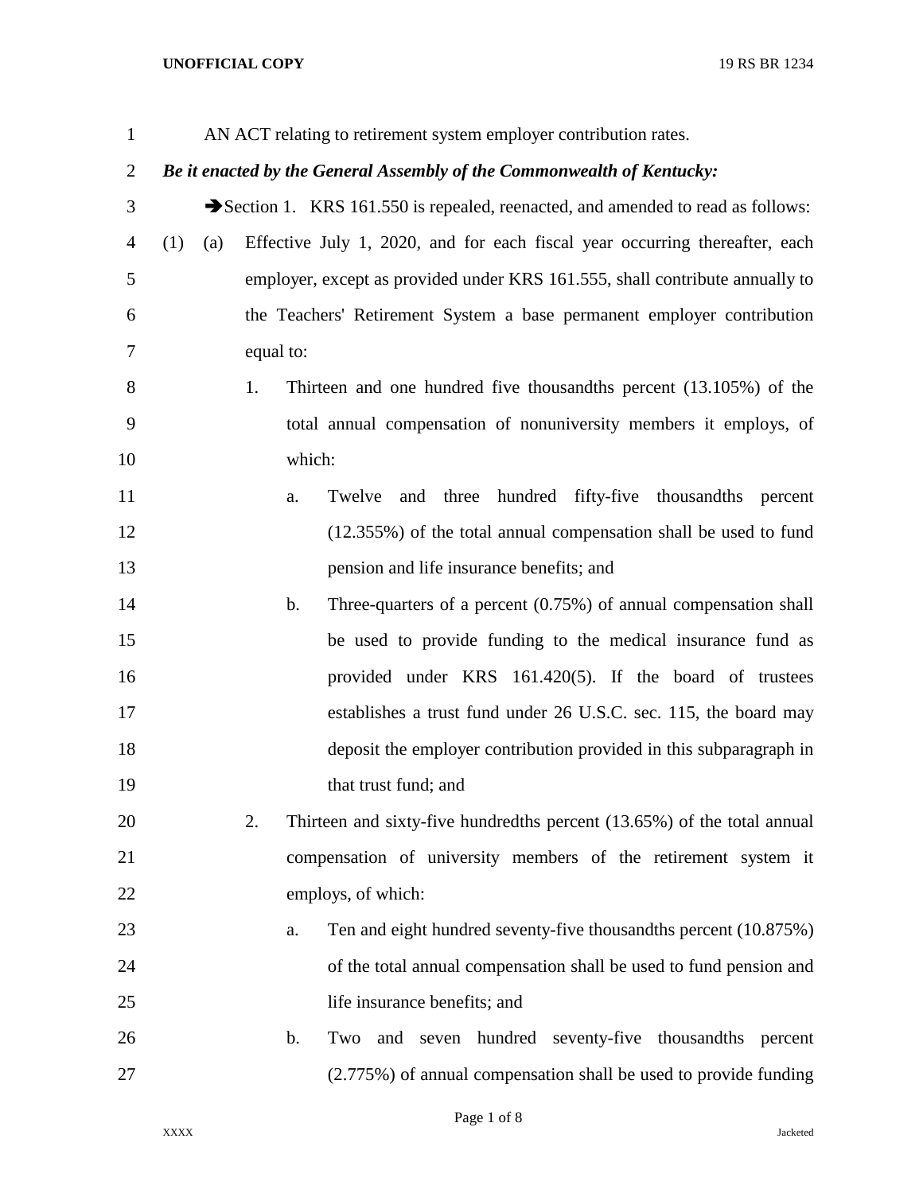AN ACT relating to retirement system employer contribution rates.

***Be it enacted by the General Assembly of the Commonwealth of Kentucky:***

➔Section 1. KRS 161.550 is repealed, reenacted, and amended to read as follows:

(1) (a) Effective July 1, 2020, and for each fiscal year occurring thereafter, each employer, except as provided under KRS 161.555, shall contribute annually to the Teachers' Retirement System a base permanent employer contribution equal to:

1. Thirteen and one hundred five thousandths percent (13.105%) of the total annual compensation of nonuniversity members it employs, of which:

   a. Twelve and three hundred fifty-five thousandths percent (12.355%) of the total annual compensation shall be used to fund pension and life insurance benefits; and

   b. Three-quarters of a percent (0.75%) of annual compensation shall be used to provide funding to the medical insurance fund as provided under KRS 161.420(5). If the board of trustees establishes a trust fund under 26 U.S.C. sec. 115, the board may deposit the employer contribution provided in this subparagraph in that trust fund; and

2. Thirteen and sixty-five hundredths percent (13.65%) of the total annual compensation of university members of the retirement system it employs, of which:

   a. Ten and eight hundred seventy-five thousandths percent (10.875%) of the total annual compensation shall be used to fund pension and life insurance benefits; and

   b. Two and seven hundred seventy-five thousandths percent (2.775%) of annual compensation shall be used to provide funding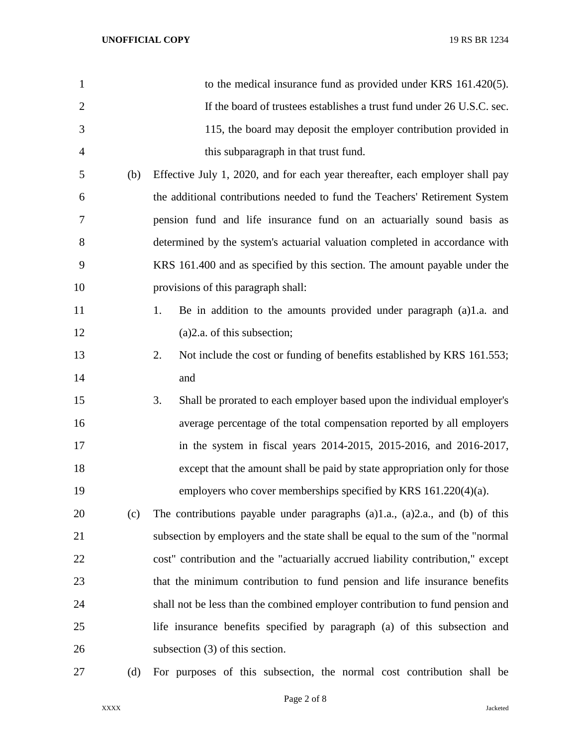to the medical insurance fund as provided under KRS 161.420(5). If the board of trustees establishes a trust fund under 26 U.S.C. sec. 115, the board may deposit the employer contribution provided in this subparagraph in that trust fund.

(b) Effective July 1, 2020, and for each year thereafter, each employer shall pay the additional contributions needed to fund the Teachers' Retirement System pension fund and life insurance fund on an actuarially sound basis as determined by the system's actuarial valuation completed in accordance with KRS 161.400 and as specified by this section. The amount payable under the provisions of this paragraph shall:

1. Be in addition to the amounts provided under paragraph (a)1.a. and (a)2.a. of this subsection;
2. Not include the cost or funding of benefits established by KRS 161.553; and
3. Shall be prorated to each employer based upon the individual employer's average percentage of the total compensation reported by all employers in the system in fiscal years 2014-2015, 2015-2016, and 2016-2017, except that the amount shall be paid by state appropriation only for those employers who cover memberships specified by KRS 161.220(4)(a).

(c) The contributions payable under paragraphs (a)1.a., (a)2.a., and (b) of this subsection by employers and the state shall be equal to the sum of the "normal cost" contribution and the "actuarially accrued liability contribution," except that the minimum contribution to fund pension and life insurance benefits shall not be less than the combined employer contribution to fund pension and life insurance benefits specified by paragraph (a) of this subsection and subsection (3) of this section.

(d) For purposes of this subsection, the normal cost contribution shall be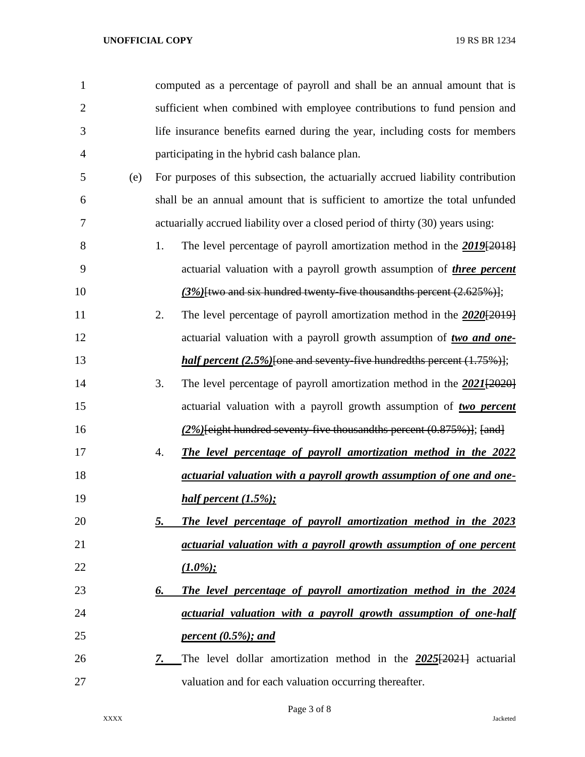computed as a percentage of payroll and shall be an annual amount that is sufficient when combined with employee contributions to fund pension and life insurance benefits earned during the year, including costs for members participating in the hybrid cash balance plan.

(e) For purposes of this subsection, the actuarially accrued liability contribution shall be an annual amount that is sufficient to amortize the total unfunded actuarially accrued liability over a closed period of thirty (30) years using:

1. The level percentage of payroll amortization method in the ***2019***~~[2018]~~ actuarial valuation with a payroll growth assumption of ***three percent (3%)***~~[two and six hundred twenty-five thousandths percent (2.625%)]~~;

2. The level percentage of payroll amortization method in the ***2020***~~[2019]~~ actuarial valuation with a payroll growth assumption of ***two and one-half percent (2.5%)***~~[one and seventy-five hundredths percent (1.75%)]~~;

3. The level percentage of payroll amortization method in the ***2021***~~[2020]~~ actuarial valuation with a payroll growth assumption of ***two percent (2%)***~~[eight hundred seventy-five thousandths percent (0.875%)]~~; ~~[and]~~

4. ***The level percentage of payroll amortization method in the 2022 actuarial valuation with a payroll growth assumption of one and one-half percent (1.5%);***

***5. The level percentage of payroll amortization method in the 2023 actuarial valuation with a payroll growth assumption of one percent (1.0%);***

***6. The level percentage of payroll amortization method in the 2024 actuarial valuation with a payroll growth assumption of one-half percent (0.5%); and***

***7.*** The level dollar amortization method in the ***2025***~~[2021]~~ actuarial valuation and for each valuation occurring thereafter.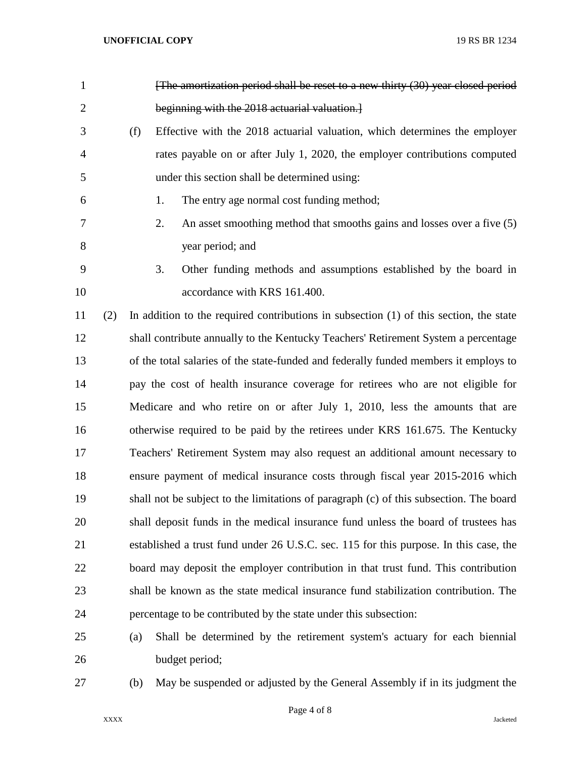~~[The amortization period shall be reset to a new thirty (30) year closed period beginning with the 2018 actuarial valuation.]~~

(f) Effective with the 2018 actuarial valuation, which determines the employer rates payable on or after July 1, 2020, the employer contributions computed under this section shall be determined using:

1. The entry age normal cost funding method;
2. An asset smoothing method that smooths gains and losses over a five (5) year period; and
3. Other funding methods and assumptions established by the board in accordance with KRS 161.400.

(2) In addition to the required contributions in subsection (1) of this section, the state shall contribute annually to the Kentucky Teachers' Retirement System a percentage of the total salaries of the state-funded and federally funded members it employs to pay the cost of health insurance coverage for retirees who are not eligible for Medicare and who retire on or after July 1, 2010, less the amounts that are otherwise required to be paid by the retirees under KRS 161.675. The Kentucky Teachers' Retirement System may also request an additional amount necessary to ensure payment of medical insurance costs through fiscal year 2015-2016 which shall not be subject to the limitations of paragraph (c) of this subsection. The board shall deposit funds in the medical insurance fund unless the board of trustees has established a trust fund under 26 U.S.C. sec. 115 for this purpose. In this case, the board may deposit the employer contribution in that trust fund. This contribution shall be known as the state medical insurance fund stabilization contribution. The percentage to be contributed by the state under this subsection:

(a) Shall be determined by the retirement system's actuary for each biennial budget period;

(b) May be suspended or adjusted by the General Assembly if in its judgment the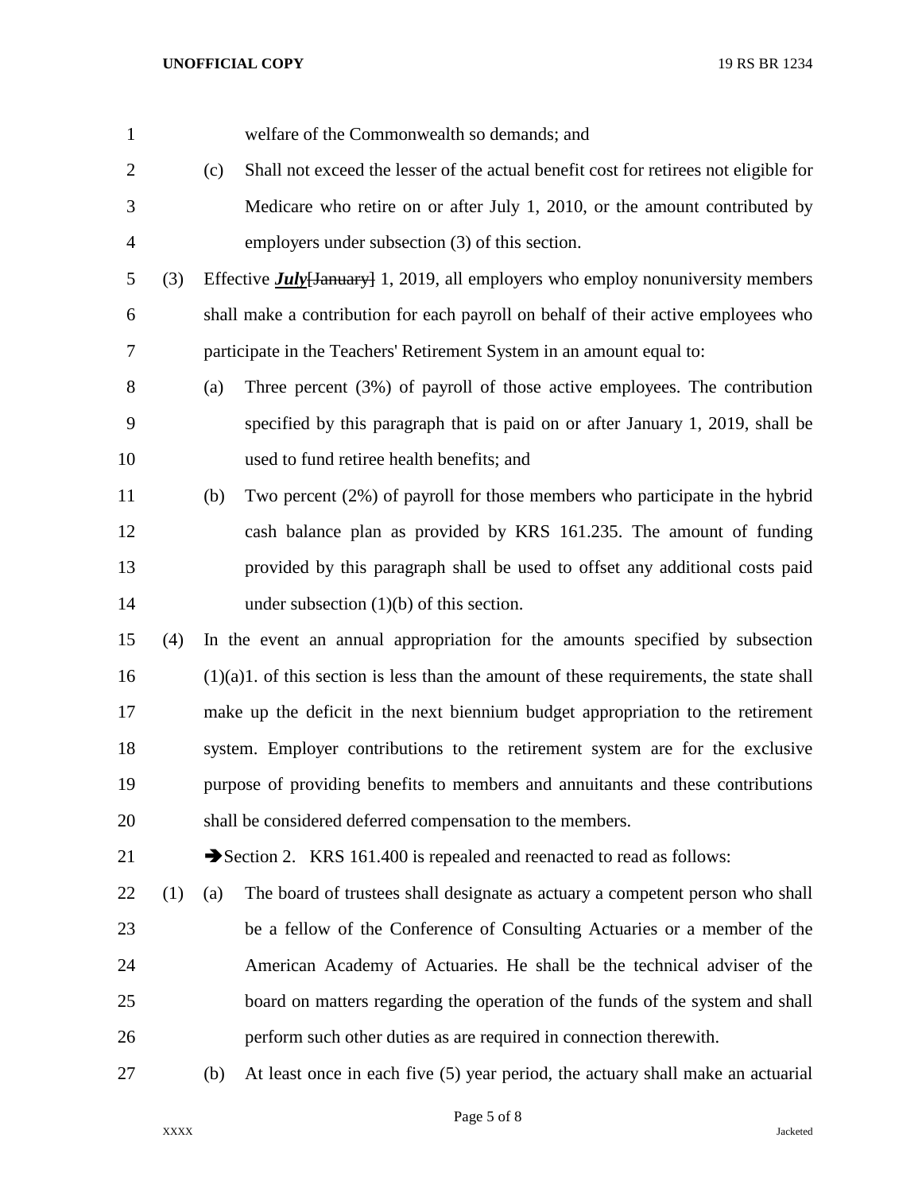welfare of the Commonwealth so demands; and

(c) Shall not exceed the lesser of the actual benefit cost for retirees not eligible for Medicare who retire on or after July 1, 2010, or the amount contributed by employers under subsection (3) of this section.

(3) Effective ***July***~~[January]~~ 1, 2019, all employers who employ nonuniversity members shall make a contribution for each payroll on behalf of their active employees who participate in the Teachers' Retirement System in an amount equal to:

(a) Three percent (3%) of payroll of those active employees. The contribution specified by this paragraph that is paid on or after January 1, 2019, shall be used to fund retiree health benefits; and

(b) Two percent (2%) of payroll for those members who participate in the hybrid cash balance plan as provided by KRS 161.235. The amount of funding provided by this paragraph shall be used to offset any additional costs paid under subsection (1)(b) of this section.

(4) In the event an annual appropriation for the amounts specified by subsection (1)(a)1. of this section is less than the amount of these requirements, the state shall make up the deficit in the next biennium budget appropriation to the retirement system. Employer contributions to the retirement system are for the exclusive purpose of providing benefits to members and annuitants and these contributions shall be considered deferred compensation to the members.

➔Section 2. KRS 161.400 is repealed and reenacted to read as follows:

(1) (a) The board of trustees shall designate as actuary a competent person who shall be a fellow of the Conference of Consulting Actuaries or a member of the American Academy of Actuaries. He shall be the technical adviser of the board on matters regarding the operation of the funds of the system and shall perform such other duties as are required in connection therewith.

(b) At least once in each five (5) year period, the actuary shall make an actuarial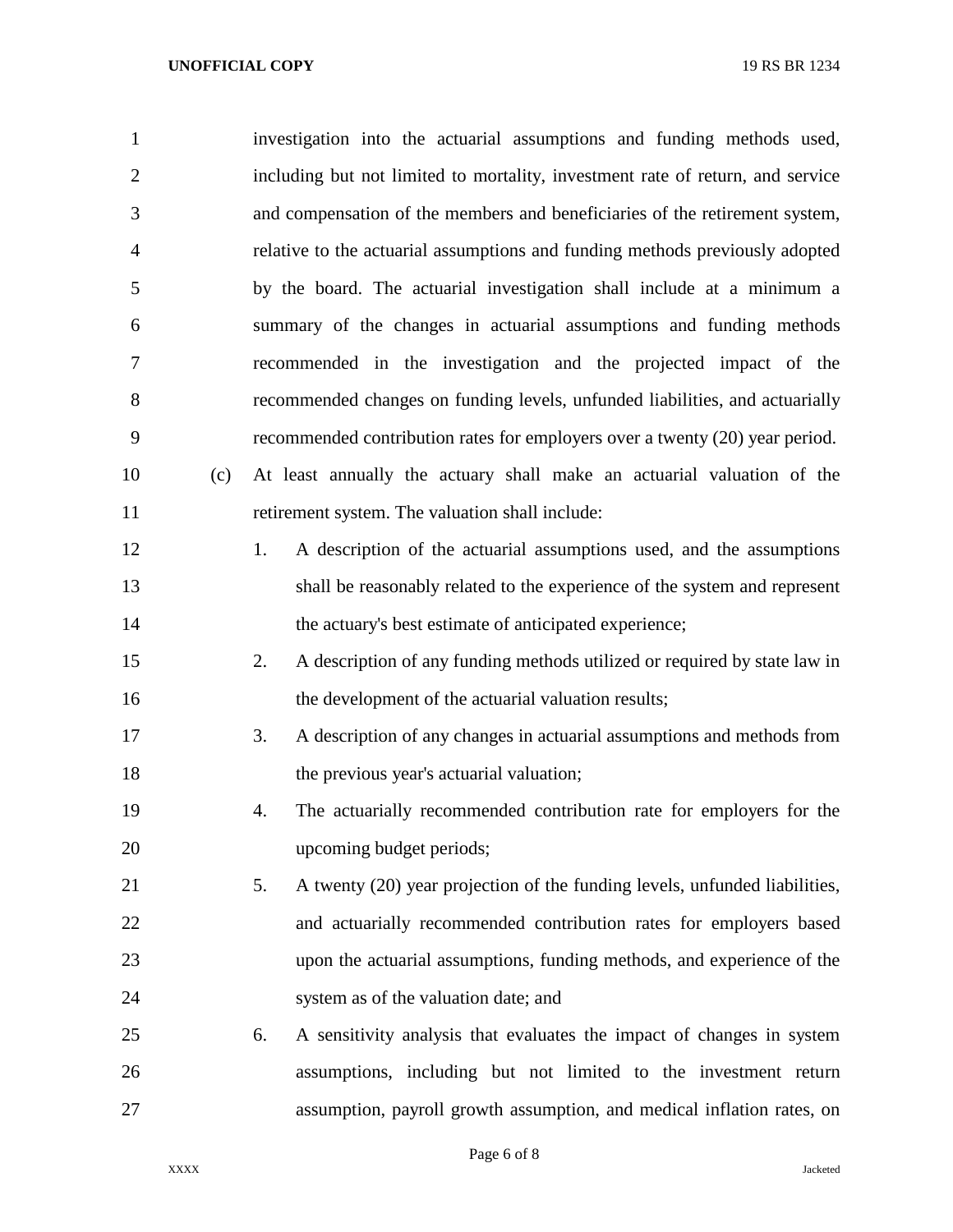investigation into the actuarial assumptions and funding methods used, including but not limited to mortality, investment rate of return, and service and compensation of the members and beneficiaries of the retirement system, relative to the actuarial assumptions and funding methods previously adopted by the board. The actuarial investigation shall include at a minimum a summary of the changes in actuarial assumptions and funding methods recommended in the investigation and the projected impact of the recommended changes on funding levels, unfunded liabilities, and actuarially recommended contribution rates for employers over a twenty (20) year period.

(c) At least annually the actuary shall make an actuarial valuation of the retirement system. The valuation shall include:

1. A description of the actuarial assumptions used, and the assumptions shall be reasonably related to the experience of the system and represent the actuary's best estimate of anticipated experience;
2. A description of any funding methods utilized or required by state law in the development of the actuarial valuation results;
3. A description of any changes in actuarial assumptions and methods from the previous year's actuarial valuation;
4. The actuarially recommended contribution rate for employers for the upcoming budget periods;
5. A twenty (20) year projection of the funding levels, unfunded liabilities, and actuarially recommended contribution rates for employers based upon the actuarial assumptions, funding methods, and experience of the system as of the valuation date; and
6. A sensitivity analysis that evaluates the impact of changes in system assumptions, including but not limited to the investment return assumption, payroll growth assumption, and medical inflation rates, on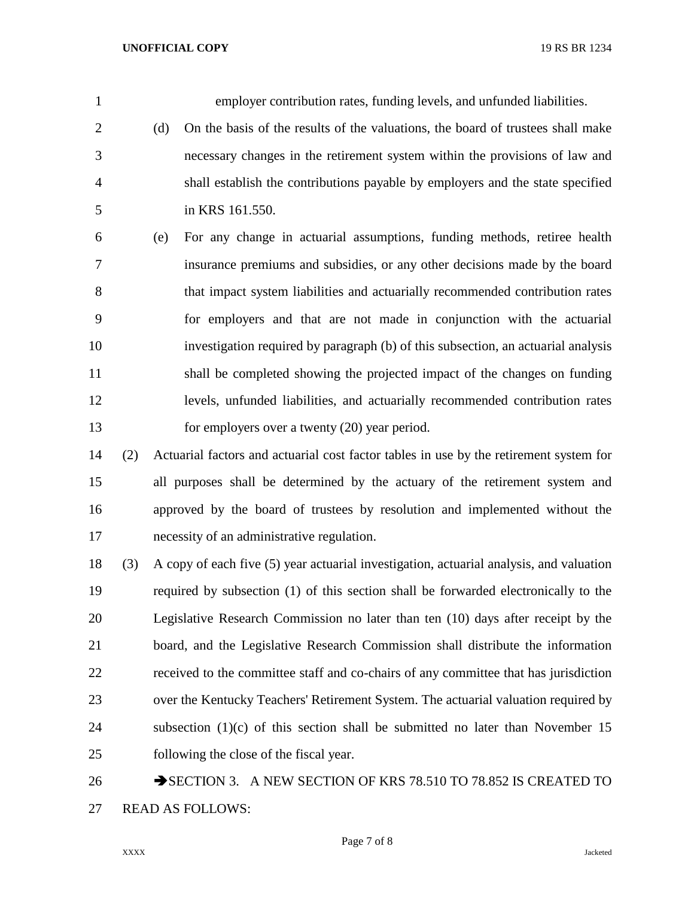employer contribution rates, funding levels, and unfunded liabilities.

(d) On the basis of the results of the valuations, the board of trustees shall make necessary changes in the retirement system within the provisions of law and shall establish the contributions payable by employers and the state specified in KRS 161.550.

(e) For any change in actuarial assumptions, funding methods, retiree health insurance premiums and subsidies, or any other decisions made by the board that impact system liabilities and actuarially recommended contribution rates for employers and that are not made in conjunction with the actuarial investigation required by paragraph (b) of this subsection, an actuarial analysis shall be completed showing the projected impact of the changes on funding levels, unfunded liabilities, and actuarially recommended contribution rates for employers over a twenty (20) year period.

(2) Actuarial factors and actuarial cost factor tables in use by the retirement system for all purposes shall be determined by the actuary of the retirement system and approved by the board of trustees by resolution and implemented without the necessity of an administrative regulation.

(3) A copy of each five (5) year actuarial investigation, actuarial analysis, and valuation required by subsection (1) of this section shall be forwarded electronically to the Legislative Research Commission no later than ten (10) days after receipt by the board, and the Legislative Research Commission shall distribute the information received to the committee staff and co-chairs of any committee that has jurisdiction over the Kentucky Teachers' Retirement System. The actuarial valuation required by subsection (1)(c) of this section shall be submitted no later than November 15 following the close of the fiscal year.

➔SECTION 3. A NEW SECTION OF KRS 78.510 TO 78.852 IS CREATED TO READ AS FOLLOWS: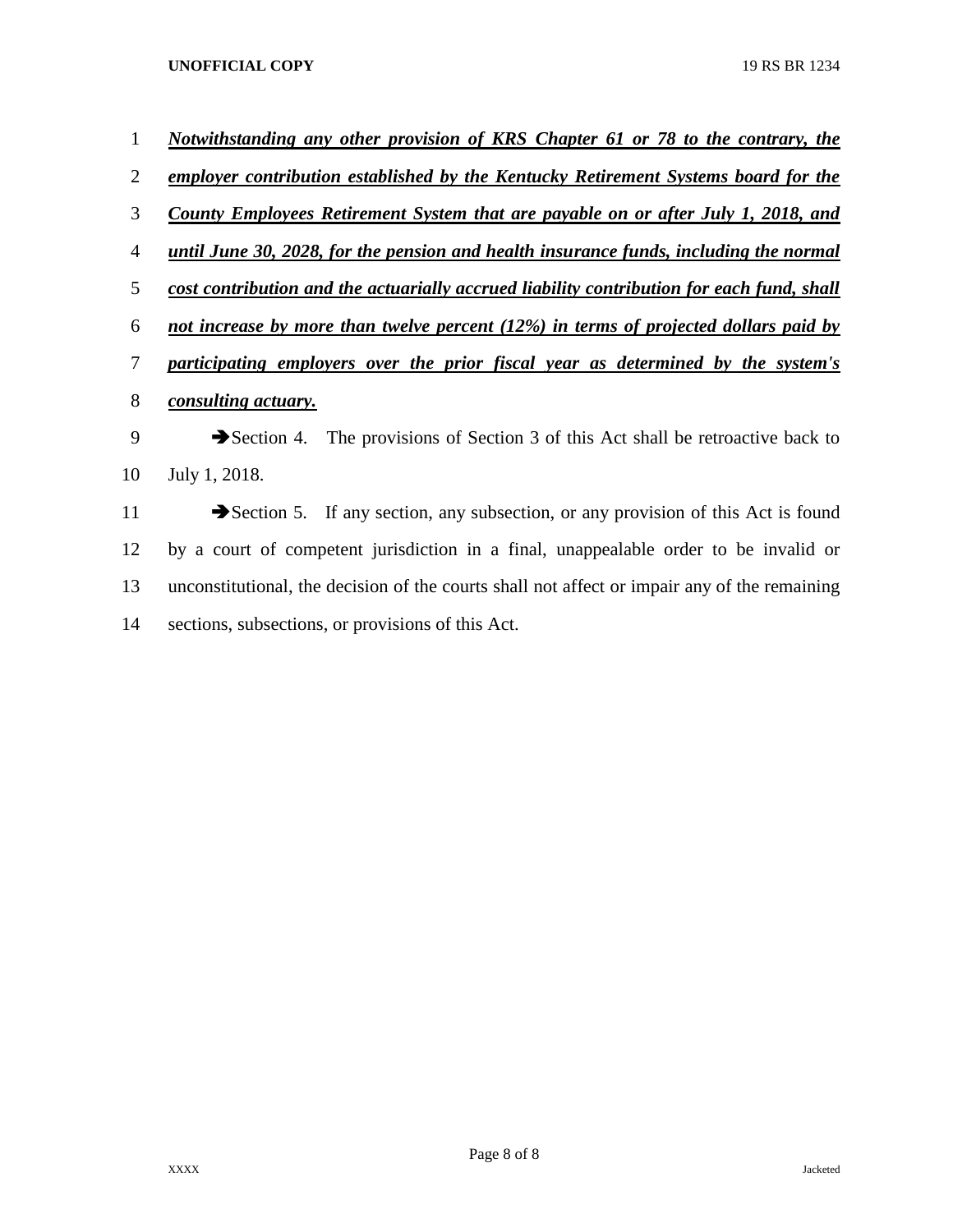***Notwithstanding any other provision of KRS Chapter 61 or 78 to the contrary, the employer contribution established by the Kentucky Retirement Systems board for the County Employees Retirement System that are payable on or after July 1, 2018, and until June 30, 2028, for the pension and health insurance funds, including the normal cost contribution and the actuarially accrued liability contribution for each fund, shall not increase by more than twelve percent (12%) in terms of projected dollars paid by participating employers over the prior fiscal year as determined by the system's consulting actuary.***

➔Section 4. The provisions of Section 3 of this Act shall be retroactive back to July 1, 2018.

➔Section 5. If any section, any subsection, or any provision of this Act is found by a court of competent jurisdiction in a final, unappealable order to be invalid or unconstitutional, the decision of the courts shall not affect or impair any of the remaining sections, subsections, or provisions of this Act.